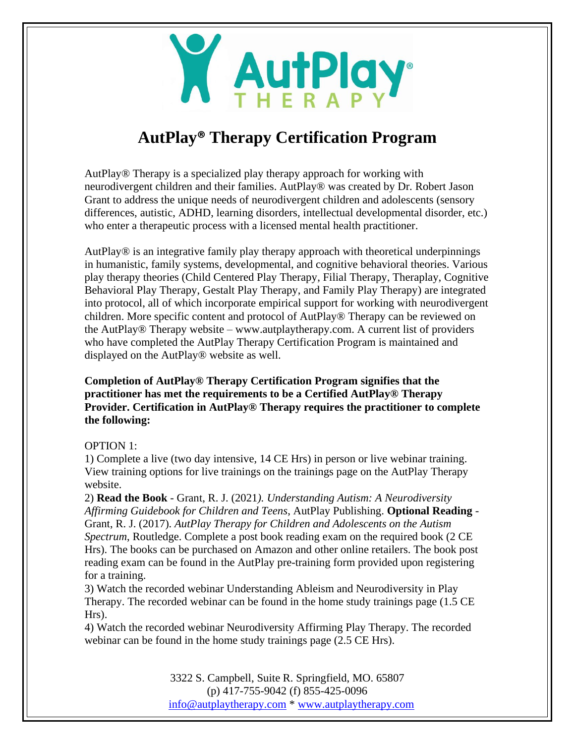# AutPlay® Therapy Certification Program

AutPlay® Therapy is a specialized play therapy approach for working with neurodivergent children and their families. AutPlay® was created by Dr. Robert Jason Grant to address the unique needs of neurodivergent children and adolescents (sensory differences, autistic, ADHD, learning disorders, intellectual developmental disorder, etc.) who enter a therapeutic process with a licensed mental health practitioner.

AutPlay® is an integrative family play therapy approach with theoretical underpinnings in humanistic, family systems, developmental, and cognitive behavioral theories. Various play therapy theories (Child Centered Play Therapy, Filial Therapy, Theraplay, Cognitive Behavioral Play Therapy, Gestalt Play Therapy, and Family Play Therapy) are integrated into protocol, all of which incorporate empirical support for working with neurodivergent children. More specific content and protocol of AutPlay® Therapy can be reviewed on the AutPlay® Therapy website – www.autplaytherapy.com. A current list of providers who have completed the AutPlay Therapy Certification Program is maintained and displayed on the AutPlay® website as well.

**Completion of AutPlay® Therapy Certification Program signifies that the practitioner has met the requirements to be a Certified AutPlay® Therapy Provider. Certification in AutPlay® Therapy requires the practitioner to complete the following:**

OPTION 1:

1) Complete a live (two day intensive, 14 CE Hrs) in person or live webinar training. View training options for live trainings on the trainings page on the AutPlay Therapy website.
2) **Read the Book** - Grant, R. J. (2021*). Understanding Autism: A Neurodiversity Affirming Guidebook for Children and Teens*, AutPlay Publishing. **Optional Reading** - Grant, R. J. (2017). *AutPlay Therapy for Children and Adolescents on the Autism Spectrum*, Routledge. Complete a post book reading exam on the required book (2 CE Hrs). The books can be purchased on Amazon and other online retailers. The book post reading exam can be found in the AutPlay pre-training form provided upon registering for a training.
3) Watch the recorded webinar Understanding Ableism and Neurodiversity in Play Therapy. The recorded webinar can be found in the home study trainings page (1.5 CE Hrs).
4) Watch the recorded webinar Neurodiversity Affirming Play Therapy. The recorded webinar can be found in the home study trainings page (2.5 CE Hrs).

3322 S. Campbell, Suite R. Springfield, MO. 65807
(p) 417-755-9042 (f) 855-425-0096
info@autplaytherapy.com * www.autplaytherapy.com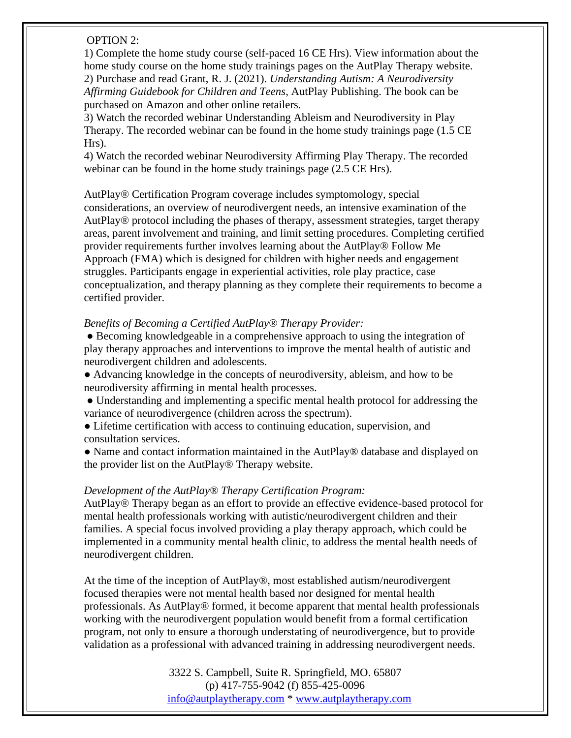OPTION 2:

1) Complete the home study course (self-paced 16 CE Hrs). View information about the home study course on the home study trainings pages on the AutPlay Therapy website.
2) Purchase and read Grant, R. J. (2021). *Understanding Autism: A Neurodiversity Affirming Guidebook for Children and Teens*, AutPlay Publishing. The book can be purchased on Amazon and other online retailers.
3) Watch the recorded webinar Understanding Ableism and Neurodiversity in Play Therapy. The recorded webinar can be found in the home study trainings page (1.5 CE Hrs).
4) Watch the recorded webinar Neurodiversity Affirming Play Therapy. The recorded webinar can be found in the home study trainings page (2.5 CE Hrs).

AutPlay® Certification Program coverage includes symptomology, special considerations, an overview of neurodivergent needs, an intensive examination of the AutPlay® protocol including the phases of therapy, assessment strategies, target therapy areas, parent involvement and training, and limit setting procedures. Completing certified provider requirements further involves learning about the AutPlay® Follow Me Approach (FMA) which is designed for children with higher needs and engagement struggles. Participants engage in experiential activities, role play practice, case conceptualization, and therapy planning as they complete their requirements to become a certified provider.

*Benefits of Becoming a Certified AutPlay® Therapy Provider:*

- Becoming knowledgeable in a comprehensive approach to using the integration of play therapy approaches and interventions to improve the mental health of autistic and neurodivergent children and adolescents.
- Advancing knowledge in the concepts of neurodiversity, ableism, and how to be neurodiversity affirming in mental health processes.
- Understanding and implementing a specific mental health protocol for addressing the variance of neurodivergence (children across the spectrum).
- Lifetime certification with access to continuing education, supervision, and consultation services.
- Name and contact information maintained in the AutPlay® database and displayed on the provider list on the AutPlay® Therapy website.

*Development of the AutPlay® Therapy Certification Program:*

AutPlay® Therapy began as an effort to provide an effective evidence-based protocol for mental health professionals working with autistic/neurodivergent children and their families. A special focus involved providing a play therapy approach, which could be implemented in a community mental health clinic, to address the mental health needs of neurodivergent children.

At the time of the inception of AutPlay®, most established autism/neurodivergent focused therapies were not mental health based nor designed for mental health professionals. As AutPlay® formed, it become apparent that mental health professionals working with the neurodivergent population would benefit from a formal certification program, not only to ensure a thorough understating of neurodivergence, but to provide validation as a professional with advanced training in addressing neurodivergent needs.

3322 S. Campbell, Suite R. Springfield, MO. 65807
(p) 417-755-9042 (f) 855-425-0096
info@autplaytherapy.com * www.autplaytherapy.com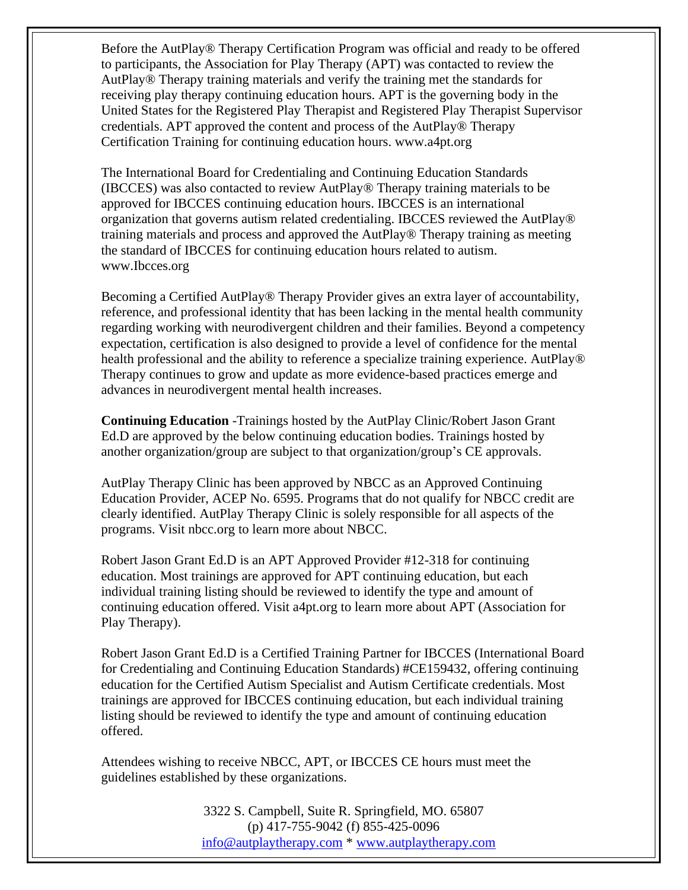Before the AutPlay® Therapy Certification Program was official and ready to be offered to participants, the Association for Play Therapy (APT) was contacted to review the AutPlay® Therapy training materials and verify the training met the standards for receiving play therapy continuing education hours. APT is the governing body in the United States for the Registered Play Therapist and Registered Play Therapist Supervisor credentials. APT approved the content and process of the AutPlay® Therapy Certification Training for continuing education hours. www.a4pt.org

The International Board for Credentialing and Continuing Education Standards (IBCCES) was also contacted to review AutPlay® Therapy training materials to be approved for IBCCES continuing education hours. IBCCES is an international organization that governs autism related credentialing. IBCCES reviewed the AutPlay® training materials and process and approved the AutPlay® Therapy training as meeting the standard of IBCCES for continuing education hours related to autism. www.Ibcces.org

Becoming a Certified AutPlay® Therapy Provider gives an extra layer of accountability, reference, and professional identity that has been lacking in the mental health community regarding working with neurodivergent children and their families. Beyond a competency expectation, certification is also designed to provide a level of confidence for the mental health professional and the ability to reference a specialize training experience. AutPlay® Therapy continues to grow and update as more evidence-based practices emerge and advances in neurodivergent mental health increases.

**Continuing Education** -Trainings hosted by the AutPlay Clinic/Robert Jason Grant Ed.D are approved by the below continuing education bodies. Trainings hosted by another organization/group are subject to that organization/group's CE approvals.

AutPlay Therapy Clinic has been approved by NBCC as an Approved Continuing Education Provider, ACEP No. 6595. Programs that do not qualify for NBCC credit are clearly identified. AutPlay Therapy Clinic is solely responsible for all aspects of the programs. Visit nbcc.org to learn more about NBCC.

Robert Jason Grant Ed.D is an APT Approved Provider #12-318 for continuing education. Most trainings are approved for APT continuing education, but each individual training listing should be reviewed to identify the type and amount of continuing education offered. Visit a4pt.org to learn more about APT (Association for Play Therapy).

Robert Jason Grant Ed.D is a Certified Training Partner for IBCCES (International Board for Credentialing and Continuing Education Standards) #CE159432, offering continuing education for the Certified Autism Specialist and Autism Certificate credentials. Most trainings are approved for IBCCES continuing education, but each individual training listing should be reviewed to identify the type and amount of continuing education offered.

Attendees wishing to receive NBCC, APT, or IBCCES CE hours must meet the guidelines established by these organizations.

3322 S. Campbell, Suite R. Springfield, MO. 65807
(p) 417-755-9042 (f) 855-425-0096
info@autplaytherapy.com * www.autplaytherapy.com